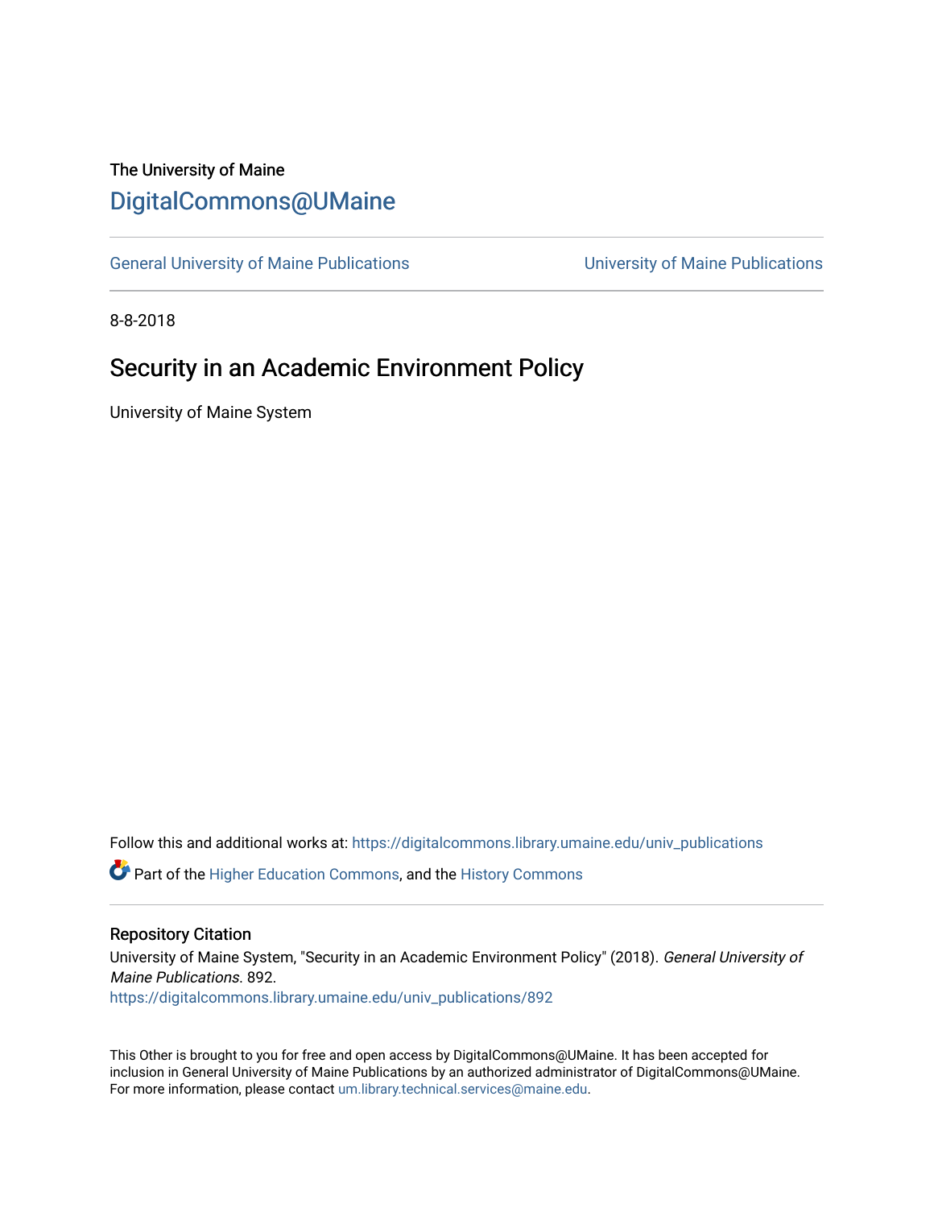The University of Maine

# DigitalCommons@UMaine

General University of Maine Publications | University of Maine Publications

8-8-2018

## Security in an Academic Environment Policy

University of Maine System

Follow this and additional works at: https://digitalcommons.library.umaine.edu/univ_publications

Part of the Higher Education Commons, and the History Commons

### Repository Citation

University of Maine System, "Security in an Academic Environment Policy" (2018). *General University of Maine Publications*. 892.
https://digitalcommons.library.umaine.edu/univ_publications/892

This Other is brought to you for free and open access by DigitalCommons@UMaine. It has been accepted for inclusion in General University of Maine Publications by an authorized administrator of DigitalCommons@UMaine. For more information, please contact um.library.technical.services@maine.edu.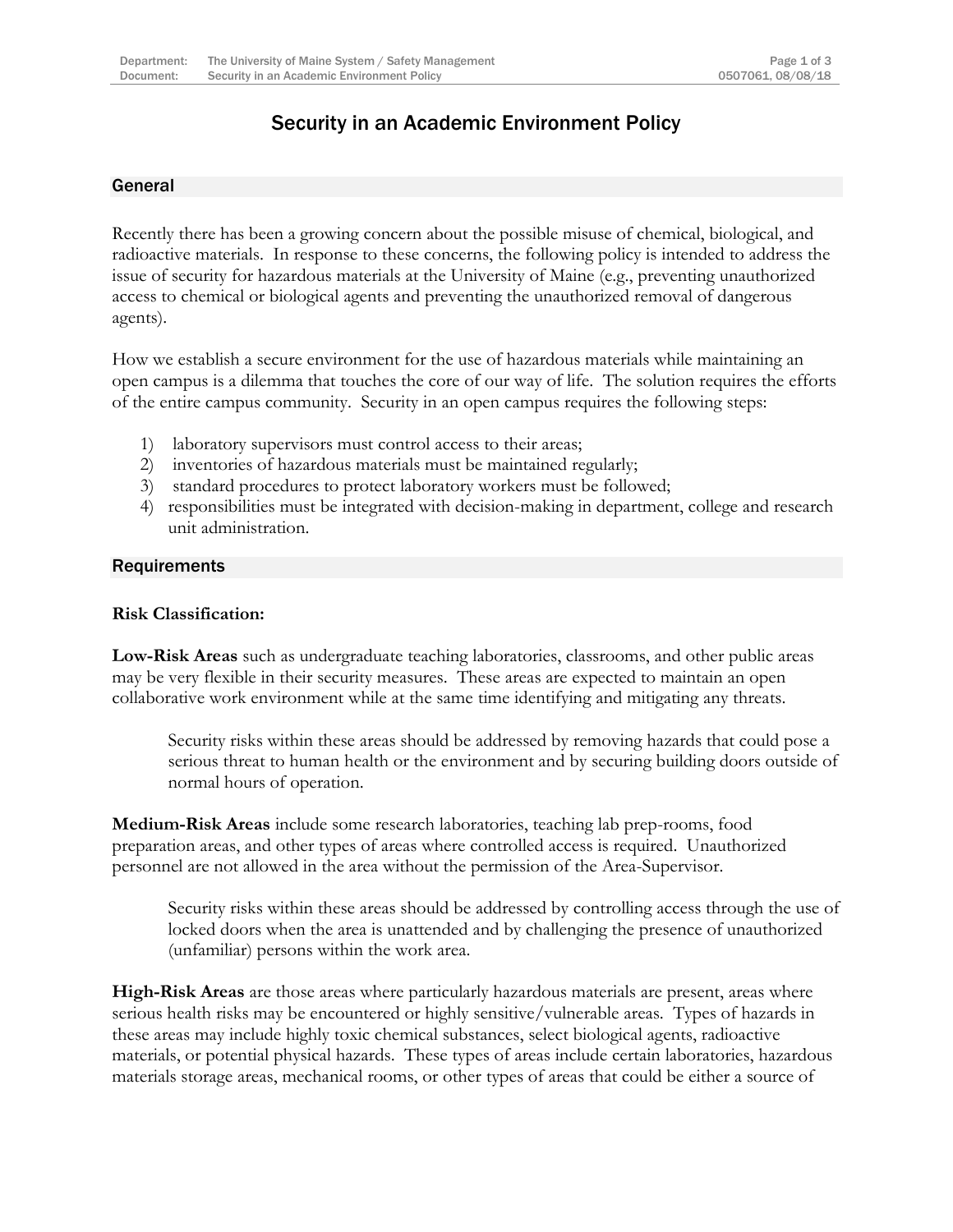# Security in an Academic Environment Policy

## General

Recently there has been a growing concern about the possible misuse of chemical, biological, and radioactive materials. In response to these concerns, the following policy is intended to address the issue of security for hazardous materials at the University of Maine (e.g., preventing unauthorized access to chemical or biological agents and preventing the unauthorized removal of dangerous agents).

How we establish a secure environment for the use of hazardous materials while maintaining an open campus is a dilemma that touches the core of our way of life. The solution requires the efforts of the entire campus community. Security in an open campus requires the following steps:

1) laboratory supervisors must control access to their areas;
2) inventories of hazardous materials must be maintained regularly;
3) standard procedures to protect laboratory workers must be followed;
4) responsibilities must be integrated with decision-making in department, college and research unit administration.

## Requirements

**Risk Classification:**

**Low-Risk Areas** such as undergraduate teaching laboratories, classrooms, and other public areas may be very flexible in their security measures. These areas are expected to maintain an open collaborative work environment while at the same time identifying and mitigating any threats.

> Security risks within these areas should be addressed by removing hazards that could pose a serious threat to human health or the environment and by securing building doors outside of normal hours of operation.

**Medium-Risk Areas** include some research laboratories, teaching lab prep-rooms, food preparation areas, and other types of areas where controlled access is required. Unauthorized personnel are not allowed in the area without the permission of the Area-Supervisor.

> Security risks within these areas should be addressed by controlling access through the use of locked doors when the area is unattended and by challenging the presence of unauthorized (unfamiliar) persons within the work area.

**High-Risk Areas** are those areas where particularly hazardous materials are present, areas where serious health risks may be encountered or highly sensitive/vulnerable areas. Types of hazards in these areas may include highly toxic chemical substances, select biological agents, radioactive materials, or potential physical hazards. These types of areas include certain laboratories, hazardous materials storage areas, mechanical rooms, or other types of areas that could be either a source of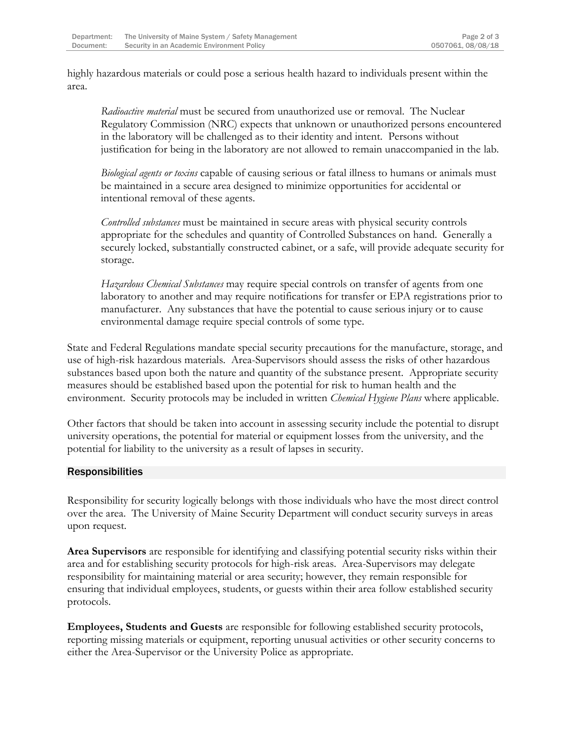highly hazardous materials or could pose a serious health hazard to individuals present within the area.

> *Radioactive material* must be secured from unauthorized use or removal. The Nuclear Regulatory Commission (NRC) expects that unknown or unauthorized persons encountered in the laboratory will be challenged as to their identity and intent. Persons without justification for being in the laboratory are not allowed to remain unaccompanied in the lab.
>
> *Biological agents or toxins* capable of causing serious or fatal illness to humans or animals must be maintained in a secure area designed to minimize opportunities for accidental or intentional removal of these agents.
>
> *Controlled substances* must be maintained in secure areas with physical security controls appropriate for the schedules and quantity of Controlled Substances on hand. Generally a securely locked, substantially constructed cabinet, or a safe, will provide adequate security for storage.
>
> *Hazardous Chemical Substances* may require special controls on transfer of agents from one laboratory to another and may require notifications for transfer or EPA registrations prior to manufacturer. Any substances that have the potential to cause serious injury or to cause environmental damage require special controls of some type.

State and Federal Regulations mandate special security precautions for the manufacture, storage, and use of high-risk hazardous materials. Area-Supervisors should assess the risks of other hazardous substances based upon both the nature and quantity of the substance present. Appropriate security measures should be established based upon the potential for risk to human health and the environment. Security protocols may be included in written *Chemical Hygiene Plans* where applicable.

Other factors that should be taken into account in assessing security include the potential to disrupt university operations, the potential for material or equipment losses from the university, and the potential for liability to the university as a result of lapses in security.

## Responsibilities

Responsibility for security logically belongs with those individuals who have the most direct control over the area. The University of Maine Security Department will conduct security surveys in areas upon request.

**Area Supervisors** are responsible for identifying and classifying potential security risks within their area and for establishing security protocols for high-risk areas. Area-Supervisors may delegate responsibility for maintaining material or area security; however, they remain responsible for ensuring that individual employees, students, or guests within their area follow established security protocols.

**Employees, Students and Guests** are responsible for following established security protocols, reporting missing materials or equipment, reporting unusual activities or other security concerns to either the Area-Supervisor or the University Police as appropriate.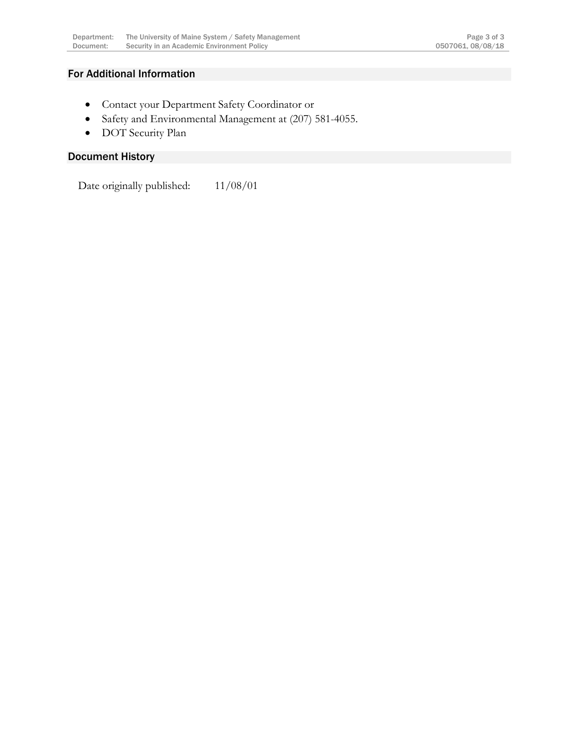## For Additional Information

- Contact your Department Safety Coordinator or
- Safety and Environmental Management at (207) 581-4055.
- DOT Security Plan

## Document History

Date originally published: 11/08/01